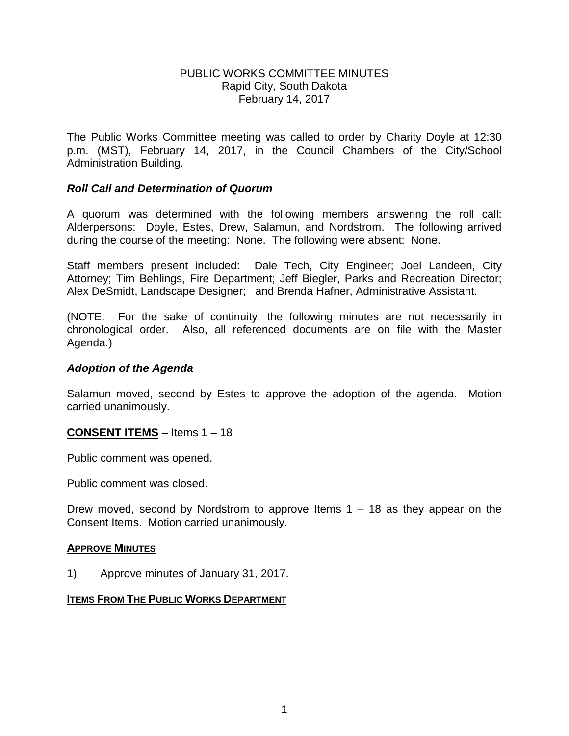# PUBLIC WORKS COMMITTEE MINUTES
Rapid City, South Dakota
February 14, 2017

The Public Works Committee meeting was called to order by Charity Doyle at 12:30 p.m. (MST), February 14, 2017, in the Council Chambers of the City/School Administration Building.

### *Roll Call and Determination of Quorum*

A quorum was determined with the following members answering the roll call: Alderpersons: Doyle, Estes, Drew, Salamun, and Nordstrom. The following arrived during the course of the meeting: None. The following were absent: None.

Staff members present included: Dale Tech, City Engineer; Joel Landeen, City Attorney; Tim Behlings, Fire Department; Jeff Biegler, Parks and Recreation Director; Alex DeSmidt, Landscape Designer; and Brenda Hafner, Administrative Assistant.

(NOTE: For the sake of continuity, the following minutes are not necessarily in chronological order. Also, all referenced documents are on file with the Master Agenda.)

### *Adoption of the Agenda*

Salamun moved, second by Estes to approve the adoption of the agenda. Motion carried unanimously.

**CONSENT ITEMS** – Items 1 – 18

Public comment was opened.

Public comment was closed.

Drew moved, second by Nordstrom to approve Items 1 – 18 as they appear on the Consent Items. Motion carried unanimously.

**APPROVE MINUTES**

1) Approve minutes of January 31, 2017.

**ITEMS FROM THE PUBLIC WORKS DEPARTMENT**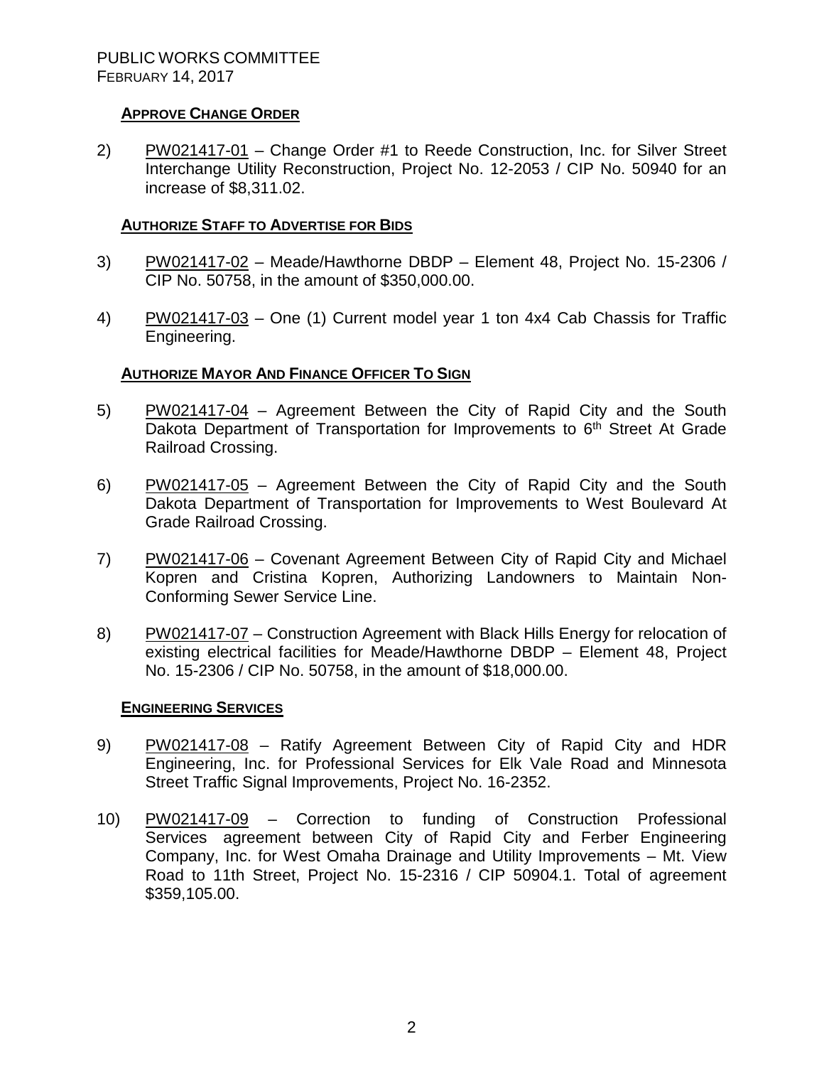PUBLIC WORKS COMMITTEE
FEBRUARY 14, 2017

### APPROVE CHANGE ORDER

2) PW021417-01 – Change Order #1 to Reede Construction, Inc. for Silver Street Interchange Utility Reconstruction, Project No. 12-2053 / CIP No. 50940 for an increase of $8,311.02.

### AUTHORIZE STAFF TO ADVERTISE FOR BIDS

3) PW021417-02 – Meade/Hawthorne DBDP – Element 48, Project No. 15-2306 / CIP No. 50758, in the amount of $350,000.00.

4) PW021417-03 – One (1) Current model year 1 ton 4x4 Cab Chassis for Traffic Engineering.

### AUTHORIZE MAYOR AND FINANCE OFFICER TO SIGN

5) PW021417-04 – Agreement Between the City of Rapid City and the South Dakota Department of Transportation for Improvements to 6th Street At Grade Railroad Crossing.

6) PW021417-05 – Agreement Between the City of Rapid City and the South Dakota Department of Transportation for Improvements to West Boulevard At Grade Railroad Crossing.

7) PW021417-06 – Covenant Agreement Between City of Rapid City and Michael Kopren and Cristina Kopren, Authorizing Landowners to Maintain Non-Conforming Sewer Service Line.

8) PW021417-07 – Construction Agreement with Black Hills Energy for relocation of existing electrical facilities for Meade/Hawthorne DBDP – Element 48, Project No. 15-2306 / CIP No. 50758, in the amount of $18,000.00.

### ENGINEERING SERVICES

9) PW021417-08 – Ratify Agreement Between City of Rapid City and HDR Engineering, Inc. for Professional Services for Elk Vale Road and Minnesota Street Traffic Signal Improvements, Project No. 16-2352.

10) PW021417-09 – Correction to funding of Construction Professional Services agreement between City of Rapid City and Ferber Engineering Company, Inc. for West Omaha Drainage and Utility Improvements – Mt. View Road to 11th Street, Project No. 15-2316 / CIP 50904.1. Total of agreement $359,105.00.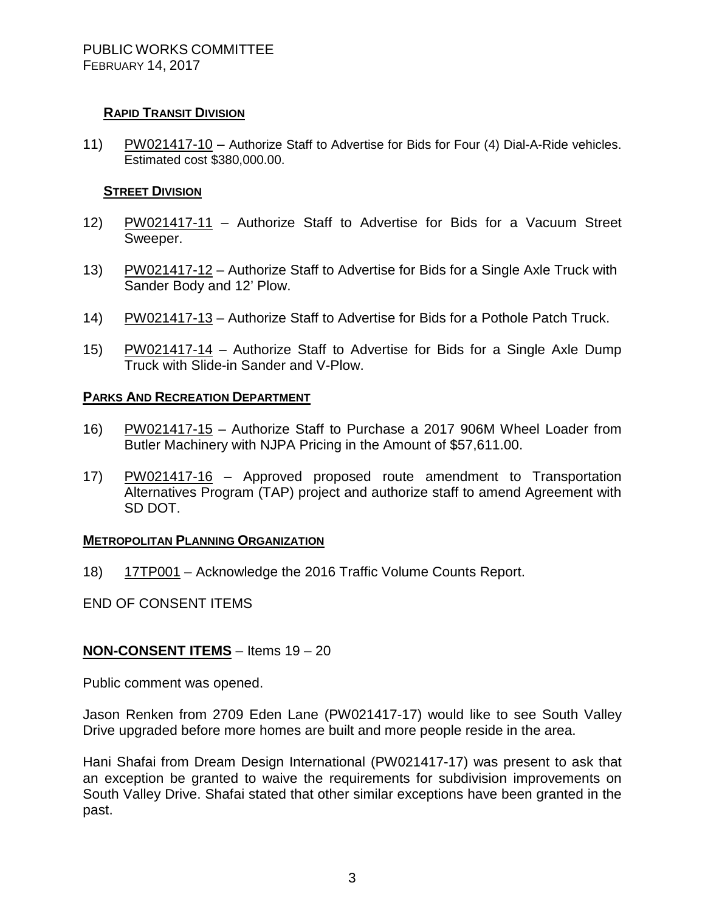### **RAPID TRANSIT DIVISION**

11) PW021417-10 – Authorize Staff to Advertise for Bids for Four (4) Dial-A-Ride vehicles. Estimated cost $380,000.00.

### **STREET DIVISION**

12) PW021417-11 – Authorize Staff to Advertise for Bids for a Vacuum Street Sweeper.

13) PW021417-12 – Authorize Staff to Advertise for Bids for a Single Axle Truck with Sander Body and 12' Plow.

14) PW021417-13 – Authorize Staff to Advertise for Bids for a Pothole Patch Truck.

15) PW021417-14 – Authorize Staff to Advertise for Bids for a Single Axle Dump Truck with Slide-in Sander and V-Plow.

## **PARKS AND RECREATION DEPARTMENT**

16) PW021417-15 – Authorize Staff to Purchase a 2017 906M Wheel Loader from Butler Machinery with NJPA Pricing in the Amount of $57,611.00.

17) PW021417-16 – Approved proposed route amendment to Transportation Alternatives Program (TAP) project and authorize staff to amend Agreement with SD DOT.

## **METROPOLITAN PLANNING ORGANIZATION**

18) 17TP001 – Acknowledge the 2016 Traffic Volume Counts Report.

END OF CONSENT ITEMS

## **NON-CONSENT ITEMS** – Items 19 – 20

Public comment was opened.

Jason Renken from 2709 Eden Lane (PW021417-17) would like to see South Valley Drive upgraded before more homes are built and more people reside in the area.

Hani Shafai from Dream Design International (PW021417-17) was present to ask that an exception be granted to waive the requirements for subdivision improvements on South Valley Drive. Shafai stated that other similar exceptions have been granted in the past.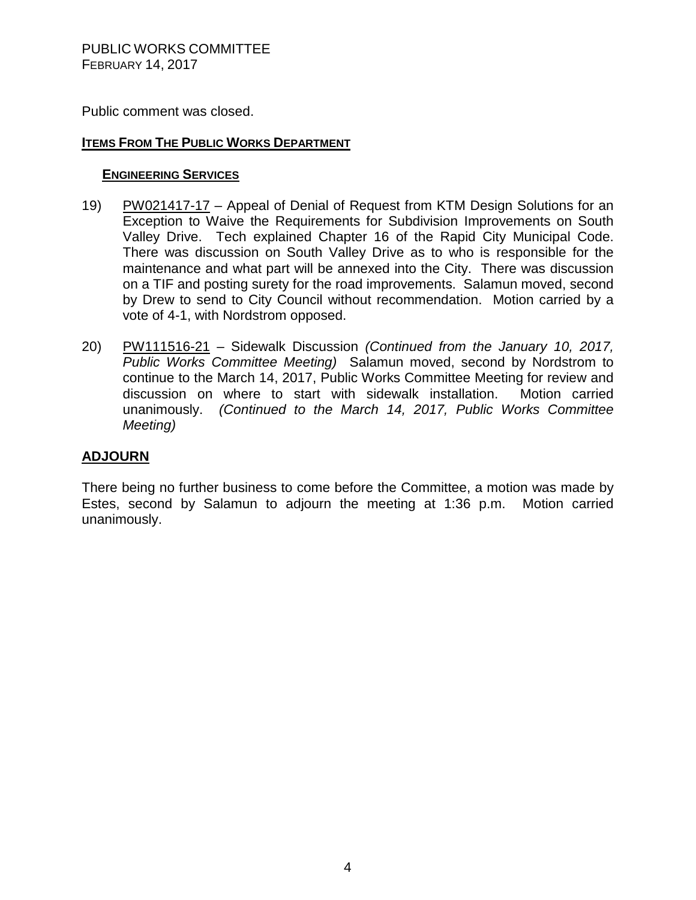Public comment was closed.

## ITEMS FROM THE PUBLIC WORKS DEPARTMENT

### ENGINEERING SERVICES

19) PW021417-17 – Appeal of Denial of Request from KTM Design Solutions for an Exception to Waive the Requirements for Subdivision Improvements on South Valley Drive. Tech explained Chapter 16 of the Rapid City Municipal Code. There was discussion on South Valley Drive as to who is responsible for the maintenance and what part will be annexed into the City. There was discussion on a TIF and posting surety for the road improvements. Salamun moved, second by Drew to send to City Council without recommendation. Motion carried by a vote of 4-1, with Nordstrom opposed.

20) PW111516-21 – Sidewalk Discussion *(Continued from the January 10, 2017, Public Works Committee Meeting)* Salamun moved, second by Nordstrom to continue to the March 14, 2017, Public Works Committee Meeting for review and discussion on where to start with sidewalk installation. Motion carried unanimously. *(Continued to the March 14, 2017, Public Works Committee Meeting)*

## ADJOURN

There being no further business to come before the Committee, a motion was made by Estes, second by Salamun to adjourn the meeting at 1:36 p.m. Motion carried unanimously.